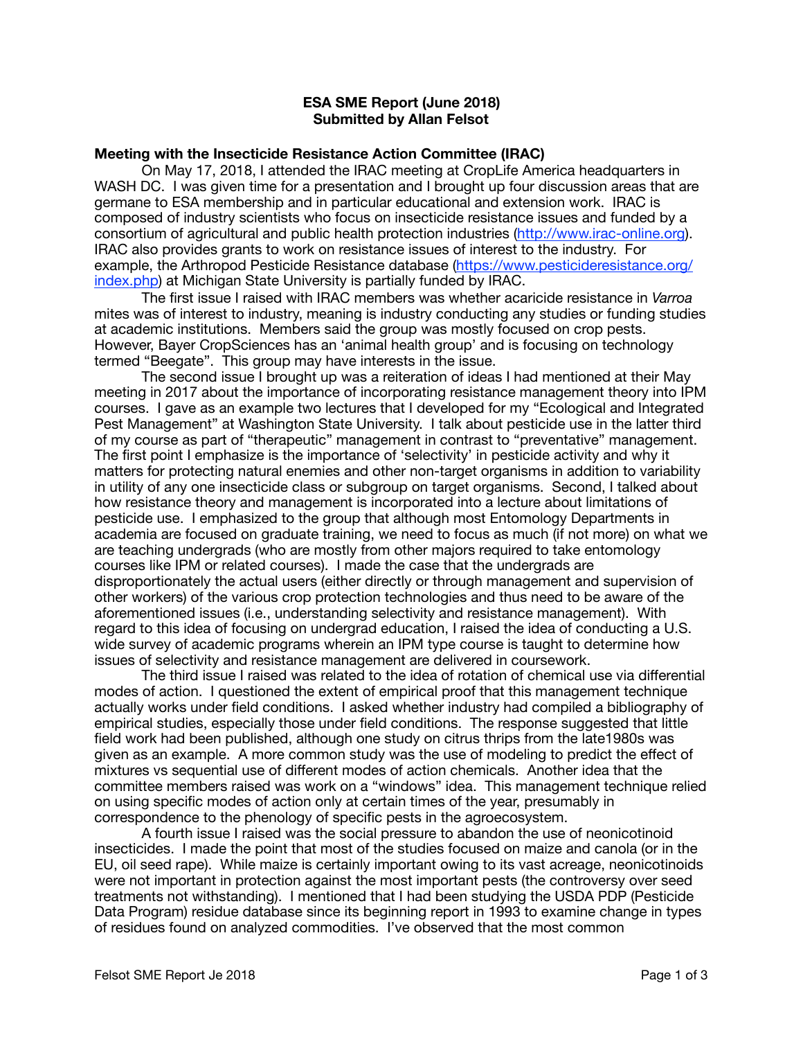**ESA SME Report (June 2018)**
**Submitted by Allan Felsot**

**Meeting with the Insecticide Resistance Action Committee (IRAC)**

On May 17, 2018, I attended the IRAC meeting at CropLife America headquarters in WASH DC. I was given time for a presentation and I brought up four discussion areas that are germane to ESA membership and in particular educational and extension work. IRAC is composed of industry scientists who focus on insecticide resistance issues and funded by a consortium of agricultural and public health protection industries (http://www.irac-online.org). IRAC also provides grants to work on resistance issues of interest to the industry. For example, the Arthropod Pesticide Resistance database (https://www.pesticideresistance.org/index.php) at Michigan State University is partially funded by IRAC.

The first issue I raised with IRAC members was whether acaricide resistance in *Varroa* mites was of interest to industry, meaning is industry conducting any studies or funding studies at academic institutions. Members said the group was mostly focused on crop pests. However, Bayer CropSciences has an 'animal health group' and is focusing on technology termed "Beegate". This group may have interests in the issue.

The second issue I brought up was a reiteration of ideas I had mentioned at their May meeting in 2017 about the importance of incorporating resistance management theory into IPM courses. I gave as an example two lectures that I developed for my "Ecological and Integrated Pest Management" at Washington State University. I talk about pesticide use in the latter third of my course as part of "therapeutic" management in contrast to "preventative" management. The first point I emphasize is the importance of 'selectivity' in pesticide activity and why it matters for protecting natural enemies and other non-target organisms in addition to variability in utility of any one insecticide class or subgroup on target organisms. Second, I talked about how resistance theory and management is incorporated into a lecture about limitations of pesticide use. I emphasized to the group that although most Entomology Departments in academia are focused on graduate training, we need to focus as much (if not more) on what we are teaching undergrads (who are mostly from other majors required to take entomology courses like IPM or related courses). I made the case that the undergrads are disproportionately the actual users (either directly or through management and supervision of other workers) of the various crop protection technologies and thus need to be aware of the aforementioned issues (i.e., understanding selectivity and resistance management). With regard to this idea of focusing on undergrad education, I raised the idea of conducting a U.S. wide survey of academic programs wherein an IPM type course is taught to determine how issues of selectivity and resistance management are delivered in coursework.

The third issue I raised was related to the idea of rotation of chemical use via differential modes of action. I questioned the extent of empirical proof that this management technique actually works under field conditions. I asked whether industry had compiled a bibliography of empirical studies, especially those under field conditions. The response suggested that little field work had been published, although one study on citrus thrips from the late1980s was given as an example. A more common study was the use of modeling to predict the effect of mixtures vs sequential use of different modes of action chemicals. Another idea that the committee members raised was work on a "windows" idea. This management technique relied on using specific modes of action only at certain times of the year, presumably in correspondence to the phenology of specific pests in the agroecosystem.

A fourth issue I raised was the social pressure to abandon the use of neonicotinoid insecticides. I made the point that most of the studies focused on maize and canola (or in the EU, oil seed rape). While maize is certainly important owing to its vast acreage, neonicotinoids were not important in protection against the most important pests (the controversy over seed treatments not withstanding). I mentioned that I had been studying the USDA PDP (Pesticide Data Program) residue database since its beginning report in 1993 to examine change in types of residues found on analyzed commodities. I've observed that the most common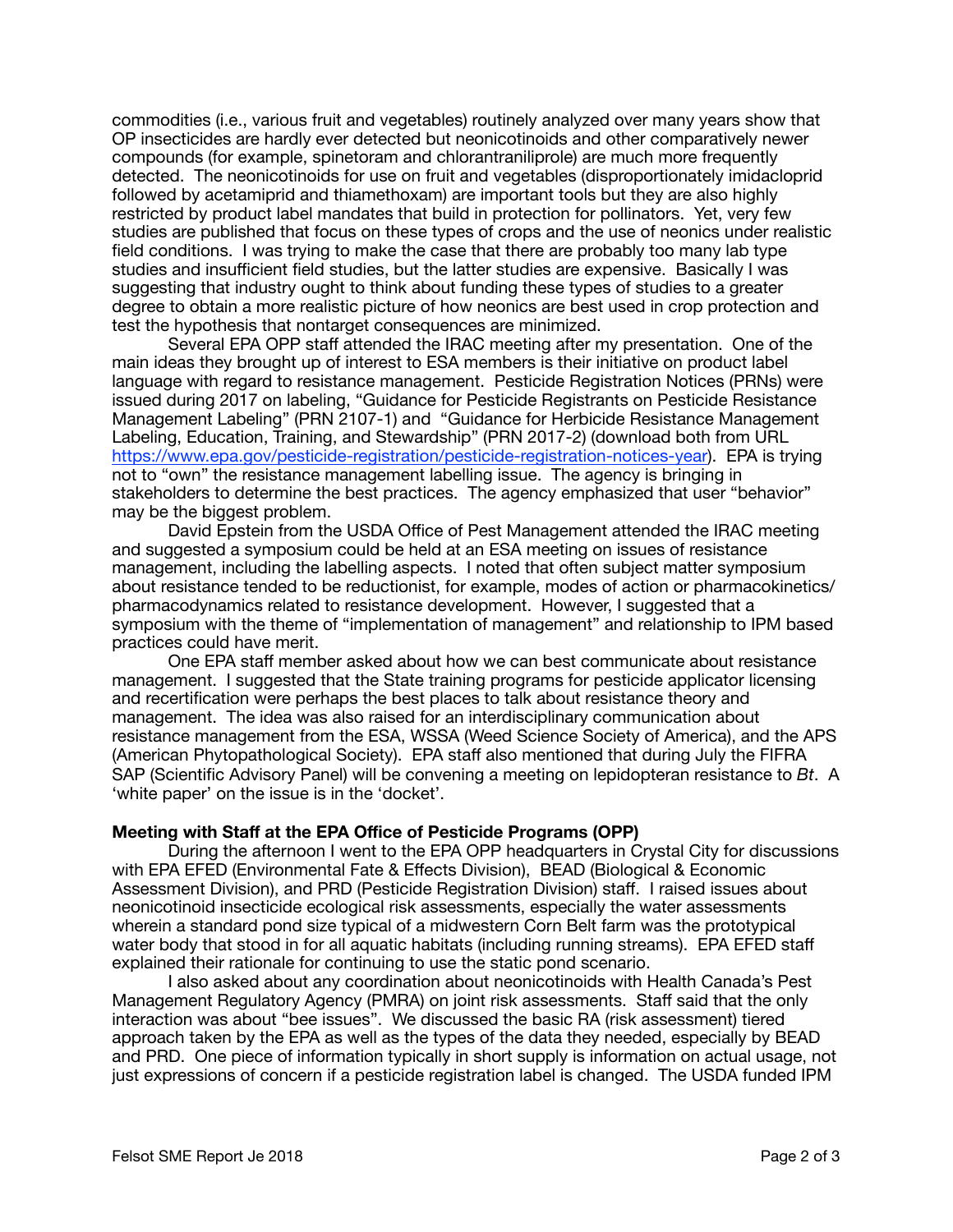commodities (i.e., various fruit and vegetables) routinely analyzed over many years show that OP insecticides are hardly ever detected but neonicotinoids and other comparatively newer compounds (for example, spinetoram and chlorantraniliprole) are much more frequently detected. The neonicotinoids for use on fruit and vegetables (disproportionately imidacloprid followed by acetamiprid and thiamethoxam) are important tools but they are also highly restricted by product label mandates that build in protection for pollinators. Yet, very few studies are published that focus on these types of crops and the use of neonics under realistic field conditions. I was trying to make the case that there are probably too many lab type studies and insufficient field studies, but the latter studies are expensive. Basically I was suggesting that industry ought to think about funding these types of studies to a greater degree to obtain a more realistic picture of how neonics are best used in crop protection and test the hypothesis that nontarget consequences are minimized.

Several EPA OPP staff attended the IRAC meeting after my presentation. One of the main ideas they brought up of interest to ESA members is their initiative on product label language with regard to resistance management. Pesticide Registration Notices (PRNs) were issued during 2017 on labeling, "Guidance for Pesticide Registrants on Pesticide Resistance Management Labeling" (PRN 2107-1) and "Guidance for Herbicide Resistance Management Labeling, Education, Training, and Stewardship" (PRN 2017-2) (download both from URL https://www.epa.gov/pesticide-registration/pesticide-registration-notices-year). EPA is trying not to "own" the resistance management labelling issue. The agency is bringing in stakeholders to determine the best practices. The agency emphasized that user "behavior" may be the biggest problem.

David Epstein from the USDA Office of Pest Management attended the IRAC meeting and suggested a symposium could be held at an ESA meeting on issues of resistance management, including the labelling aspects. I noted that often subject matter symposium about resistance tended to be reductionist, for example, modes of action or pharmacokinetics/ pharmacodynamics related to resistance development. However, I suggested that a symposium with the theme of "implementation of management" and relationship to IPM based practices could have merit.

One EPA staff member asked about how we can best communicate about resistance management. I suggested that the State training programs for pesticide applicator licensing and recertification were perhaps the best places to talk about resistance theory and management. The idea was also raised for an interdisciplinary communication about resistance management from the ESA, WSSA (Weed Science Society of America), and the APS (American Phytopathological Society). EPA staff also mentioned that during July the FIFRA SAP (Scientific Advisory Panel) will be convening a meeting on lepidopteran resistance to *Bt*. A 'white paper' on the issue is in the 'docket'.

**Meeting with Staff at the EPA Office of Pesticide Programs (OPP)**

During the afternoon I went to the EPA OPP headquarters in Crystal City for discussions with EPA EFED (Environmental Fate & Effects Division), BEAD (Biological & Economic Assessment Division), and PRD (Pesticide Registration Division) staff. I raised issues about neonicotinoid insecticide ecological risk assessments, especially the water assessments wherein a standard pond size typical of a midwestern Corn Belt farm was the prototypical water body that stood in for all aquatic habitats (including running streams). EPA EFED staff explained their rationale for continuing to use the static pond scenario.

I also asked about any coordination about neonicotinoids with Health Canada's Pest Management Regulatory Agency (PMRA) on joint risk assessments. Staff said that the only interaction was about "bee issues". We discussed the basic RA (risk assessment) tiered approach taken by the EPA as well as the types of the data they needed, especially by BEAD and PRD. One piece of information typically in short supply is information on actual usage, not just expressions of concern if a pesticide registration label is changed. The USDA funded IPM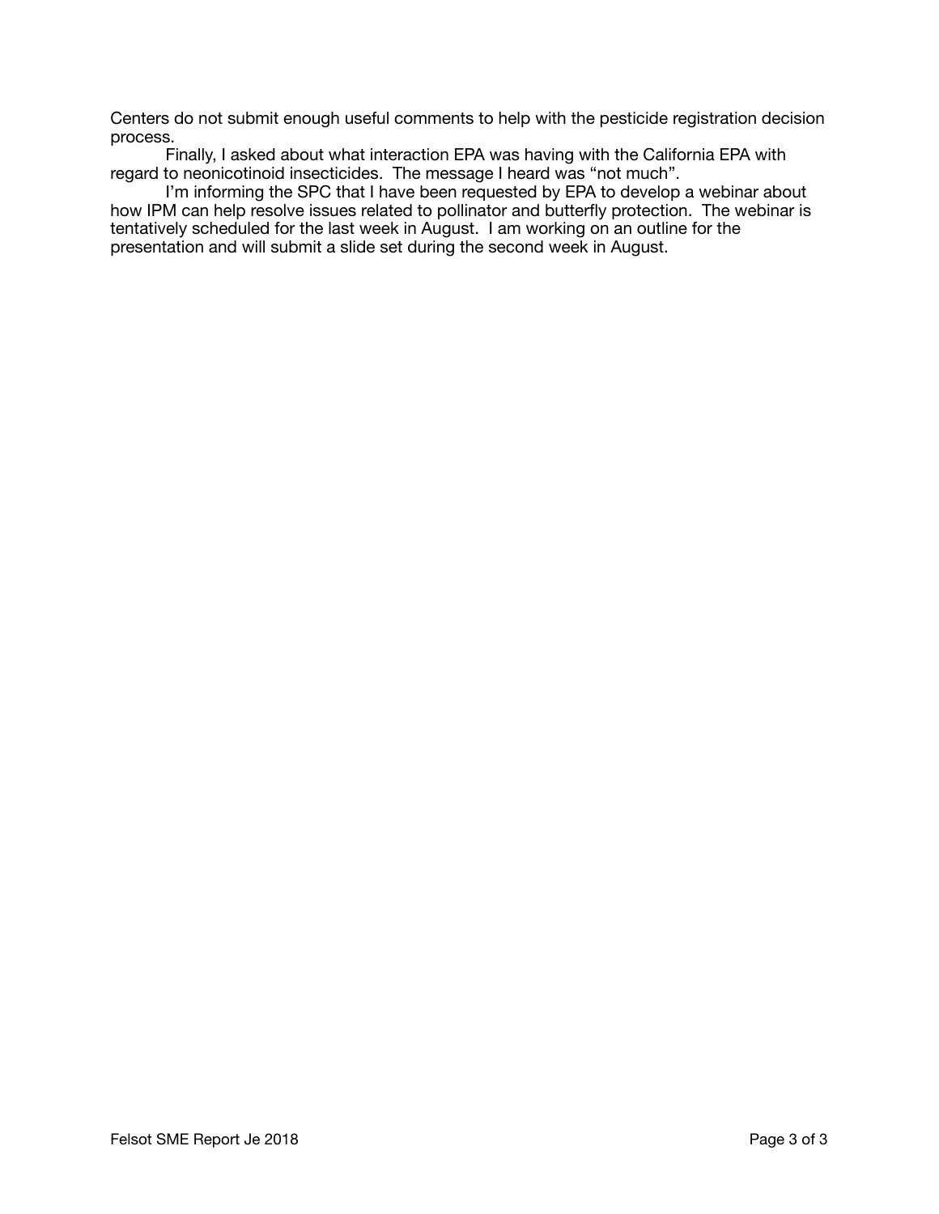Centers do not submit enough useful comments to help with the pesticide registration decision process.

Finally, I asked about what interaction EPA was having with the California EPA with regard to neonicotinoid insecticides. The message I heard was “not much”.

I’m informing the SPC that I have been requested by EPA to develop a webinar about how IPM can help resolve issues related to pollinator and butterfly protection. The webinar is tentatively scheduled for the last week in August. I am working on an outline for the presentation and will submit a slide set during the second week in August.